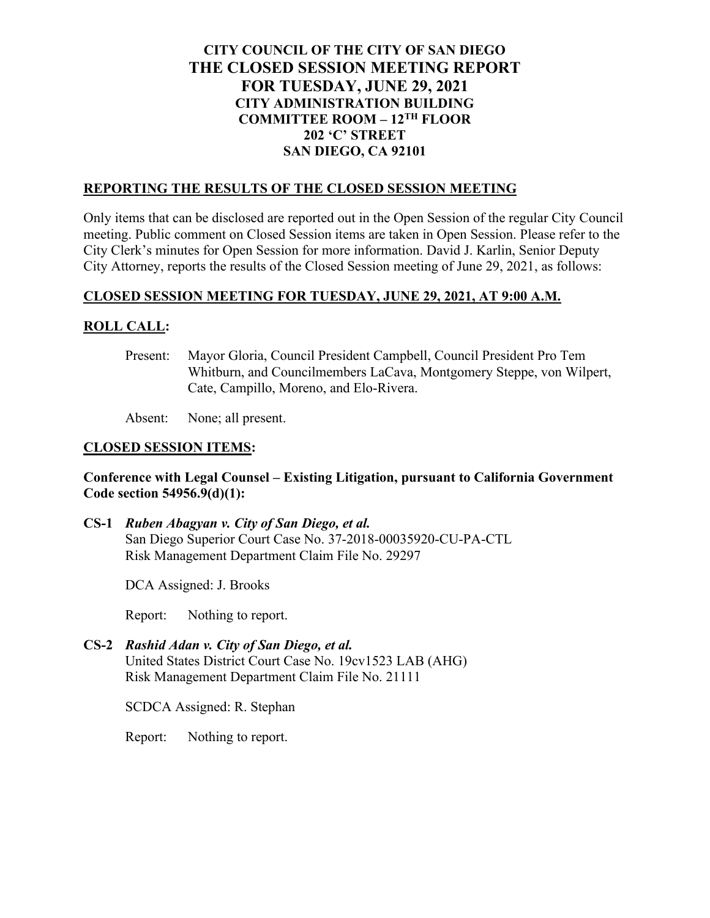# CITY COUNCIL OF THE CITY OF SAN DIEGO
# THE CLOSED SESSION MEETING REPORT
# FOR TUESDAY, JUNE 29, 2021

**CITY ADMINISTRATION BUILDING**
**COMMITTEE ROOM – 12TH FLOOR**
**202 'C' STREET**
**SAN DIEGO, CA 92101**

## REPORTING THE RESULTS OF THE CLOSED SESSION MEETING

Only items that can be disclosed are reported out in the Open Session of the regular City Council meeting. Public comment on Closed Session items are taken in Open Session. Please refer to the City Clerk's minutes for Open Session for more information. David J. Karlin, Senior Deputy City Attorney, reports the results of the Closed Session meeting of June 29, 2021, as follows:

## CLOSED SESSION MEETING FOR TUESDAY, JUNE 29, 2021, AT 9:00 A.M.

## ROLL CALL:

Present: Mayor Gloria, Council President Campbell, Council President Pro Tem Whitburn, and Councilmembers LaCava, Montgomery Steppe, von Wilpert, Cate, Campillo, Moreno, and Elo-Rivera.

Absent: None; all present.

## CLOSED SESSION ITEMS:

**Conference with Legal Counsel – Existing Litigation, pursuant to California Government Code section 54956.9(d)(1):**

**CS-1** ***Ruben Abagyan v. City of San Diego, et al.***
San Diego Superior Court Case No. 37-2018-00035920-CU-PA-CTL
Risk Management Department Claim File No. 29297

DCA Assigned: J. Brooks

Report: Nothing to report.

**CS-2** ***Rashid Adan v. City of San Diego, et al.***
United States District Court Case No. 19cv1523 LAB (AHG)
Risk Management Department Claim File No. 21111

SCDCA Assigned: R. Stephan

Report: Nothing to report.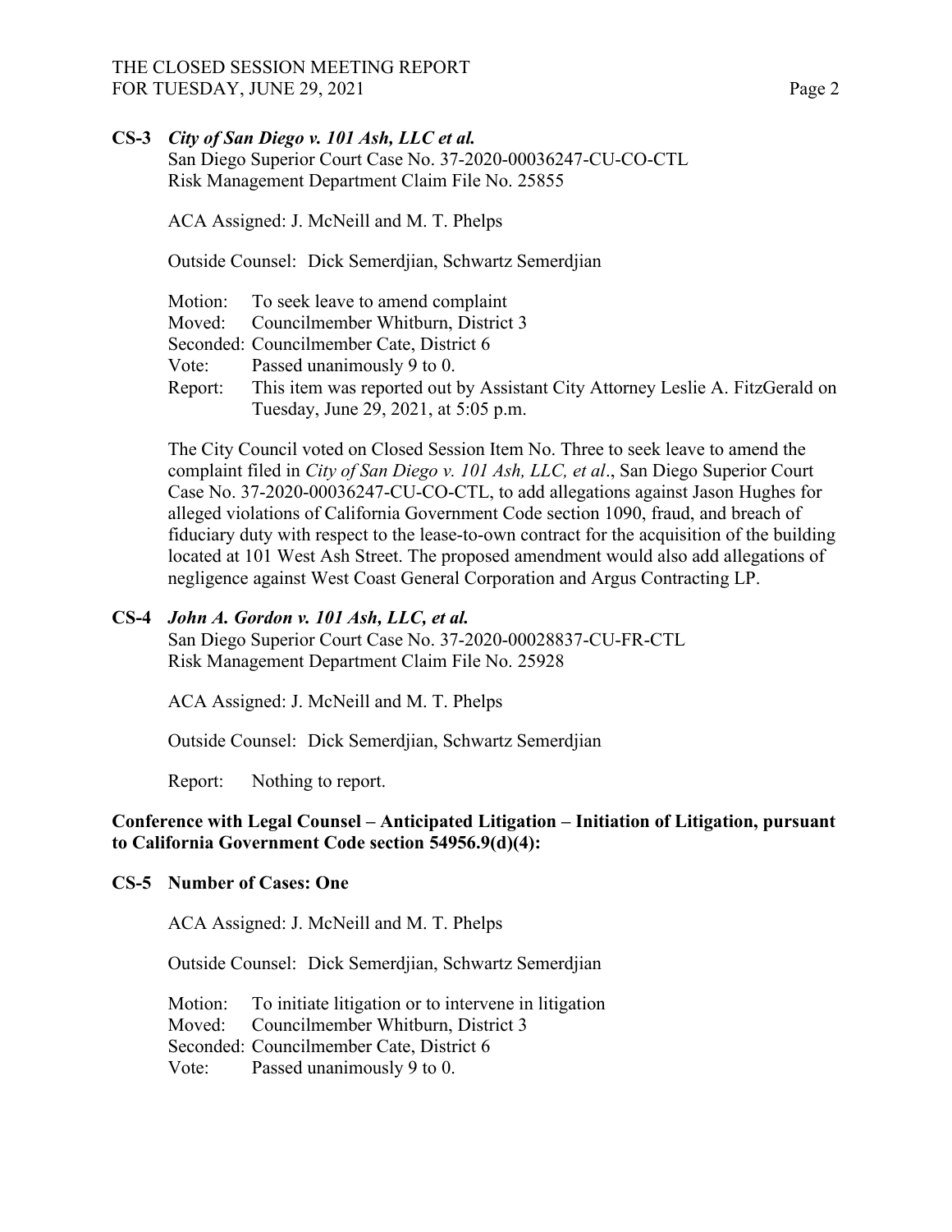**CS-3** ***City of San Diego v. 101 Ash, LLC et al.***
San Diego Superior Court Case No. 37-2020-00036247-CU-CO-CTL
Risk Management Department Claim File No. 25855

ACA Assigned: J. McNeill and M. T. Phelps

Outside Counsel: Dick Semerdjian, Schwartz Semerdjian

Motion: To seek leave to amend complaint
Moved: Councilmember Whitburn, District 3
Seconded: Councilmember Cate, District 6
Vote: Passed unanimously 9 to 0.
Report: This item was reported out by Assistant City Attorney Leslie A. FitzGerald on Tuesday, June 29, 2021, at 5:05 p.m.

The City Council voted on Closed Session Item No. Three to seek leave to amend the complaint filed in *City of San Diego v. 101 Ash, LLC, et al*., San Diego Superior Court Case No. 37-2020-00036247-CU-CO-CTL, to add allegations against Jason Hughes for alleged violations of California Government Code section 1090, fraud, and breach of fiduciary duty with respect to the lease-to-own contract for the acquisition of the building located at 101 West Ash Street. The proposed amendment would also add allegations of negligence against West Coast General Corporation and Argus Contracting LP.

**CS-4** ***John A. Gordon v. 101 Ash, LLC, et al.***
San Diego Superior Court Case No. 37-2020-00028837-CU-FR-CTL
Risk Management Department Claim File No. 25928

ACA Assigned: J. McNeill and M. T. Phelps

Outside Counsel: Dick Semerdjian, Schwartz Semerdjian

Report: Nothing to report.

**Conference with Legal Counsel – Anticipated Litigation – Initiation of Litigation, pursuant to California Government Code section 54956.9(d)(4):**

**CS-5 Number of Cases: One**

ACA Assigned: J. McNeill and M. T. Phelps

Outside Counsel: Dick Semerdjian, Schwartz Semerdjian

Motion: To initiate litigation or to intervene in litigation
Moved: Councilmember Whitburn, District 3
Seconded: Councilmember Cate, District 6
Vote: Passed unanimously 9 to 0.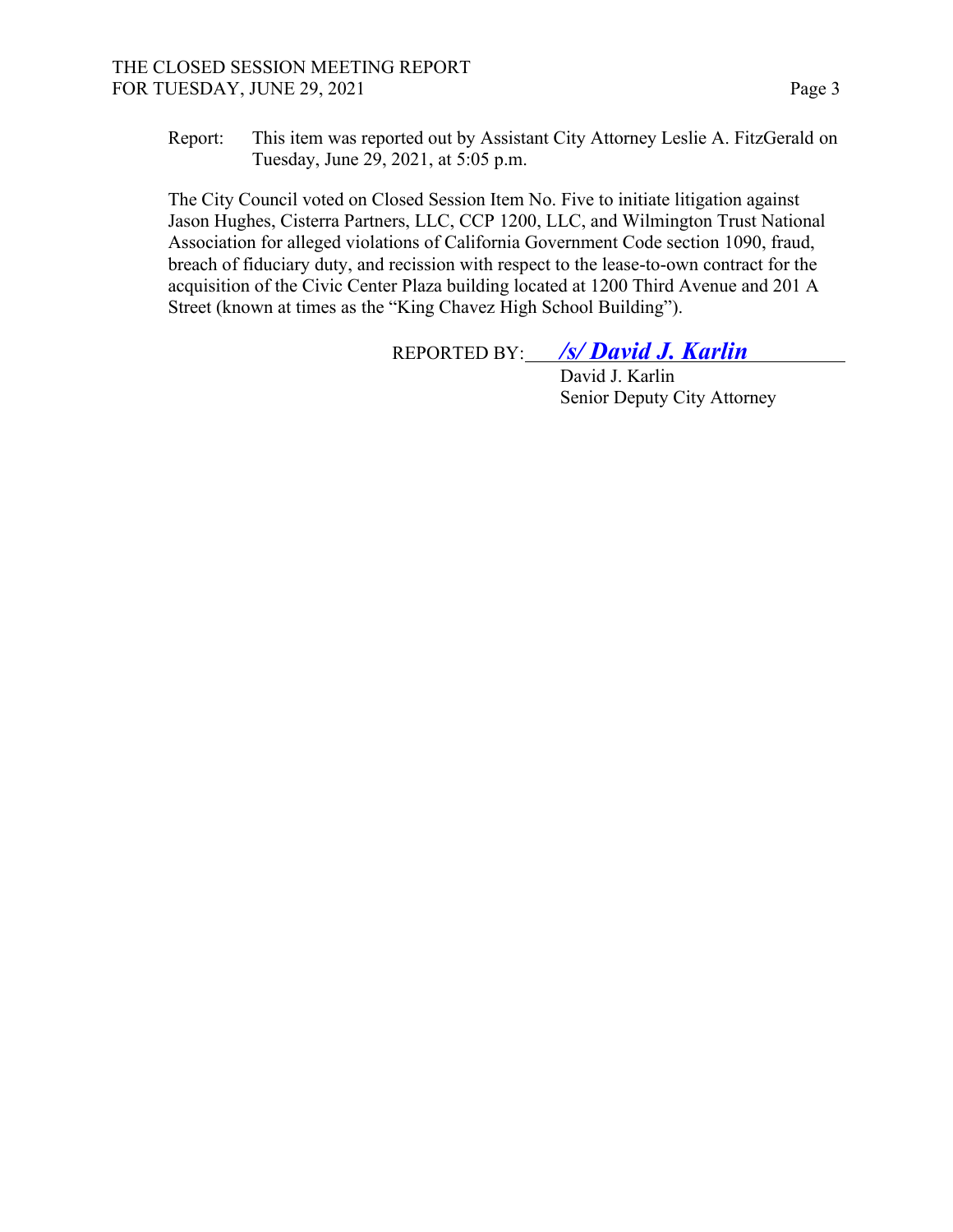Report: This item was reported out by Assistant City Attorney Leslie A. FitzGerald on Tuesday, June 29, 2021, at 5:05 p.m.

The City Council voted on Closed Session Item No. Five to initiate litigation against Jason Hughes, Cisterra Partners, LLC, CCP 1200, LLC, and Wilmington Trust National Association for alleged violations of California Government Code section 1090, fraud, breach of fiduciary duty, and recission with respect to the lease-to-own contract for the acquisition of the Civic Center Plaza building located at 1200 Third Avenue and 201 A Street (known at times as the "King Chavez High School Building").

REPORTED BY: ***/s/ David J. Karlin***

David J. Karlin
Senior Deputy City Attorney